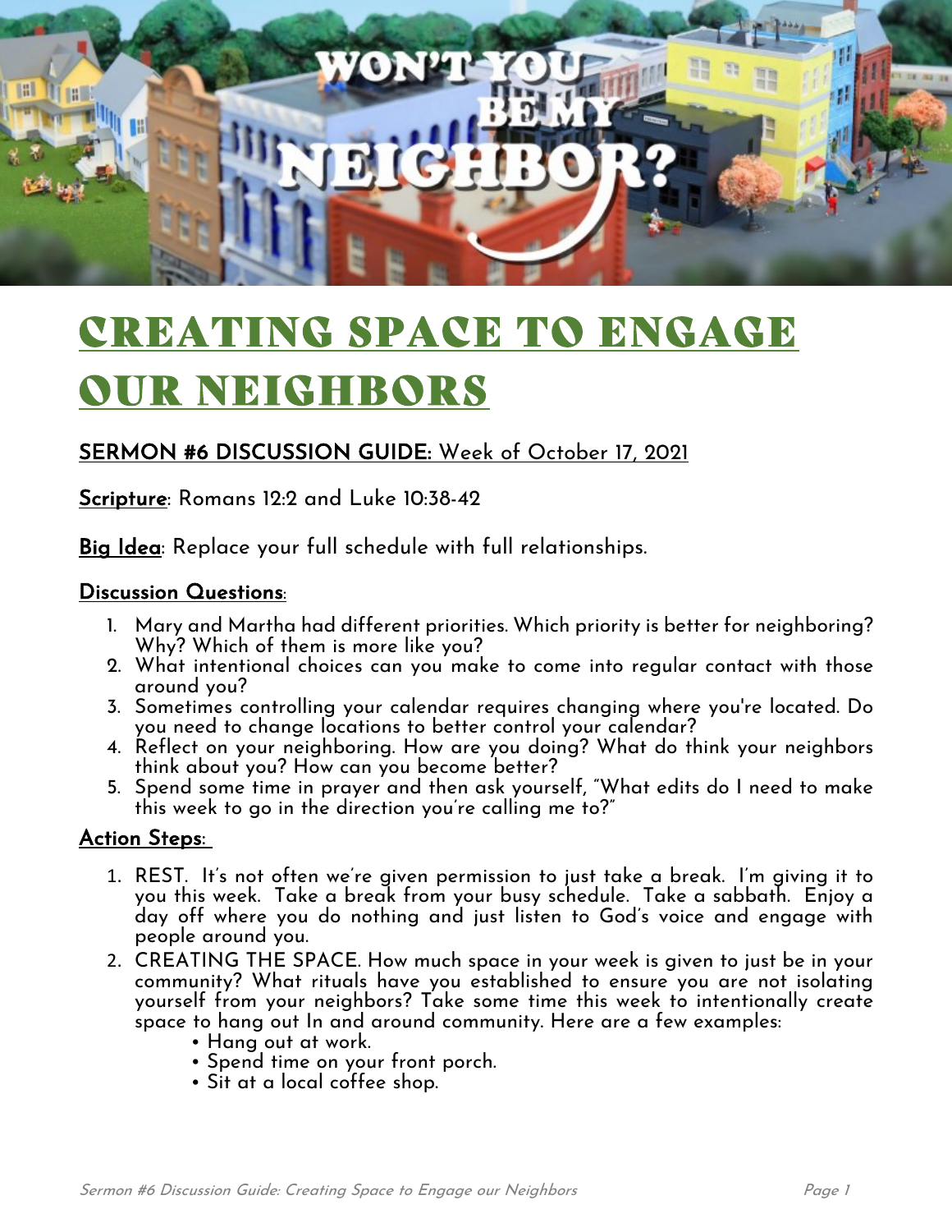# CREATING SPACE TO ENGAGE OUR NEIGHBORS

**SERMON #6 DISCUSSION GUIDE:** Week of October 17, 2021

**Scripture**: Romans 12:2 and Luke 10:38-42

**Big Idea**: Replace your full schedule with full relationships.

**Discussion Questions**:

1. Mary and Martha had different priorities. Which priority is better for neighboring? Why? Which of them is more like you?
2. What intentional choices can you make to come into regular contact with those around you?
3. Sometimes controlling your calendar requires changing where you're located. Do you need to change locations to better control your calendar?
4. Reflect on your neighboring. How are you doing? What do think your neighbors think about you? How can you become better?
5. Spend some time in prayer and then ask yourself, "What edits do I need to make this week to go in the direction you're calling me to?"

**Action Steps**:

1. REST. It's not often we're given permission to just take a break. I'm giving it to you this week. Take a break from your busy schedule. Take a sabbath. Enjoy a day off where you do nothing and just listen to God's voice and engage with people around you.
2. CREATING THE SPACE. How much space in your week is given to just be in your community? What rituals have you established to ensure you are not isolating yourself from your neighbors? Take some time this week to intentionally create space to hang out In and around community. Here are a few examples:
   - Hang out at work.
   - Spend time on your front porch.
   - Sit at a local coffee shop.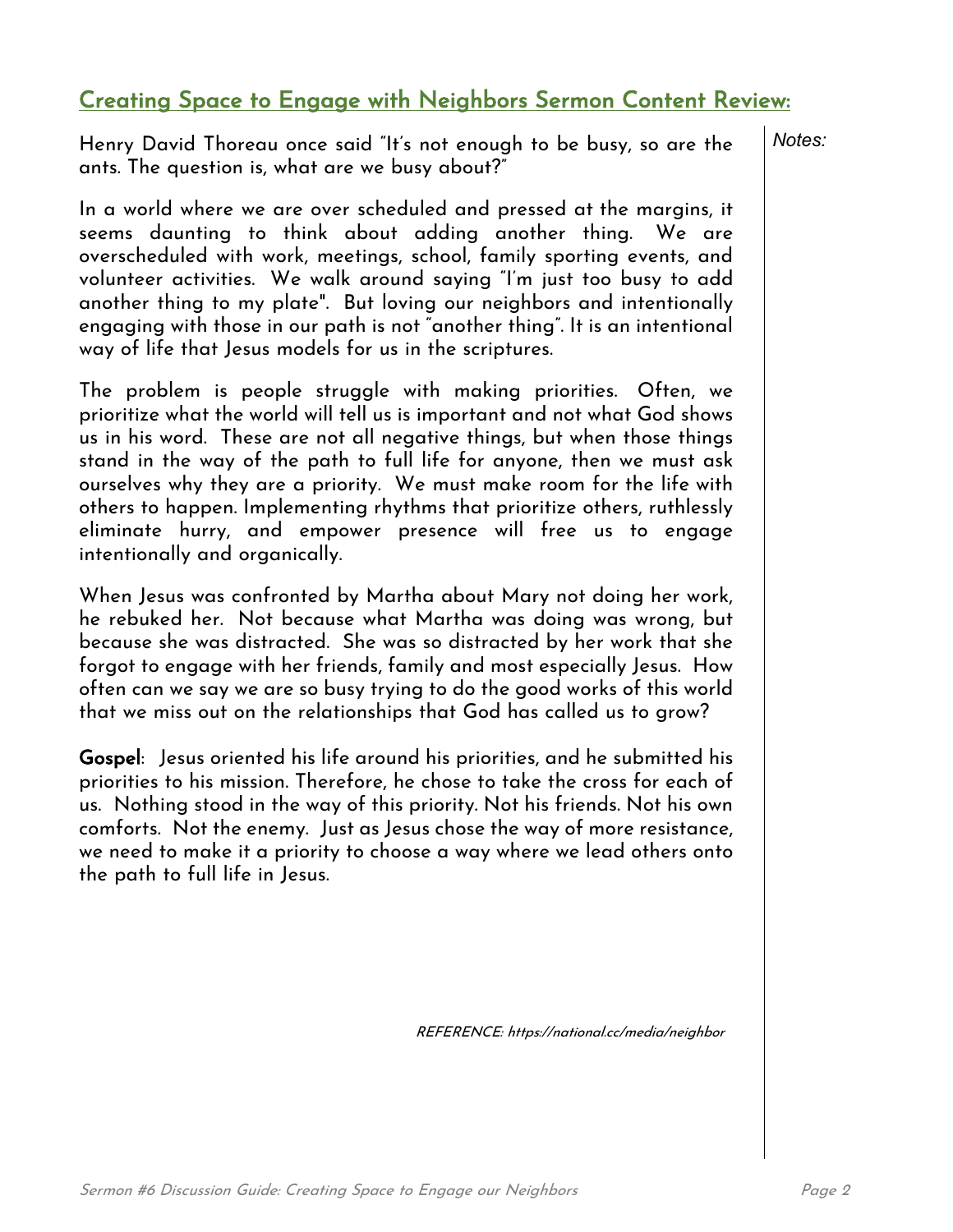## Creating Space to Engage with Neighbors Sermon Content Review:

*Notes:*

Henry David Thoreau once said "It's not enough to be busy, so are the ants. The question is, what are we busy about?"

In a world where we are over scheduled and pressed at the margins, it seems daunting to think about adding another thing. We are overscheduled with work, meetings, school, family sporting events, and volunteer activities. We walk around saying "I'm just too busy to add another thing to my plate". But loving our neighbors and intentionally engaging with those in our path is not "another thing". It is an intentional way of life that Jesus models for us in the scriptures.

The problem is people struggle with making priorities. Often, we prioritize what the world will tell us is important and not what God shows us in his word. These are not all negative things, but when those things stand in the way of the path to full life for anyone, then we must ask ourselves why they are a priority. We must make room for the life with others to happen. Implementing rhythms that prioritize others, ruthlessly eliminate hurry, and empower presence will free us to engage intentionally and organically.

When Jesus was confronted by Martha about Mary not doing her work, he rebuked her. Not because what Martha was doing was wrong, but because she was distracted. She was so distracted by her work that she forgot to engage with her friends, family and most especially Jesus. How often can we say we are so busy trying to do the good works of this world that we miss out on the relationships that God has called us to grow?

**Gospel**: Jesus oriented his life around his priorities, and he submitted his priorities to his mission. Therefore, he chose to take the cross for each of us. Nothing stood in the way of this priority. Not his friends. Not his own comforts. Not the enemy. Just as Jesus chose the way of more resistance, we need to make it a priority to choose a way where we lead others onto the path to full life in Jesus.

*REFERENCE: https://national.cc/media/neighbor*